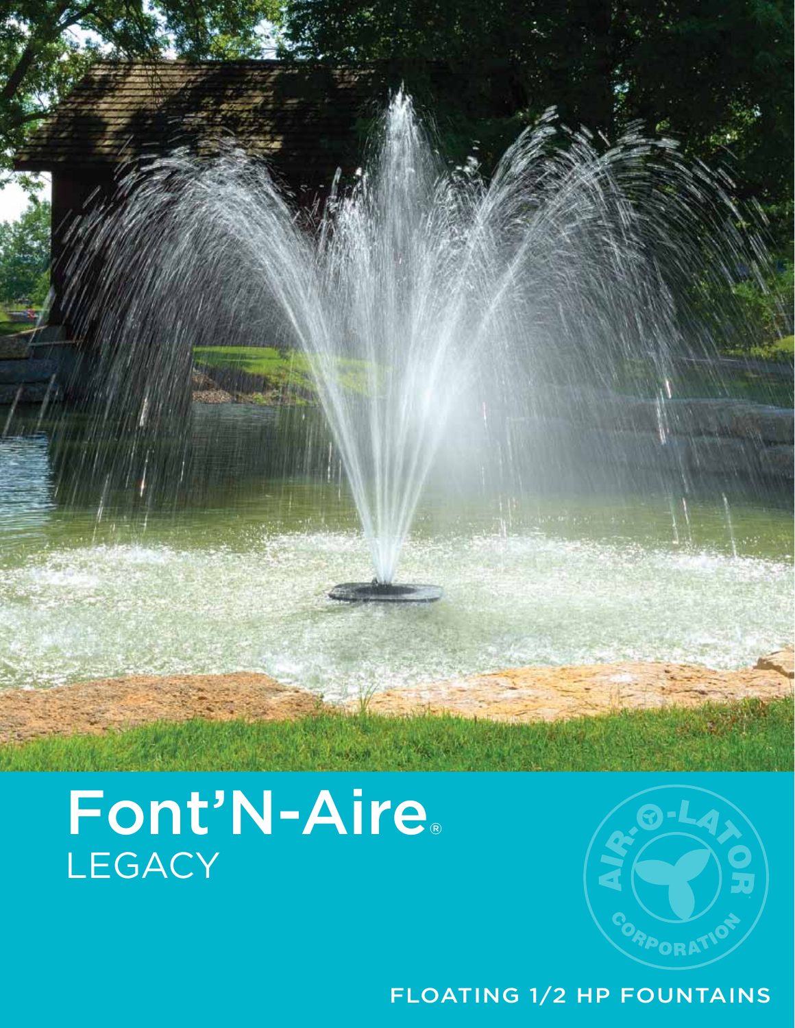# Font'N-Aire®

## LEGACY

AIR-O-LATOR CORPORATION

FLOATING 1/2 HP FOUNTAINS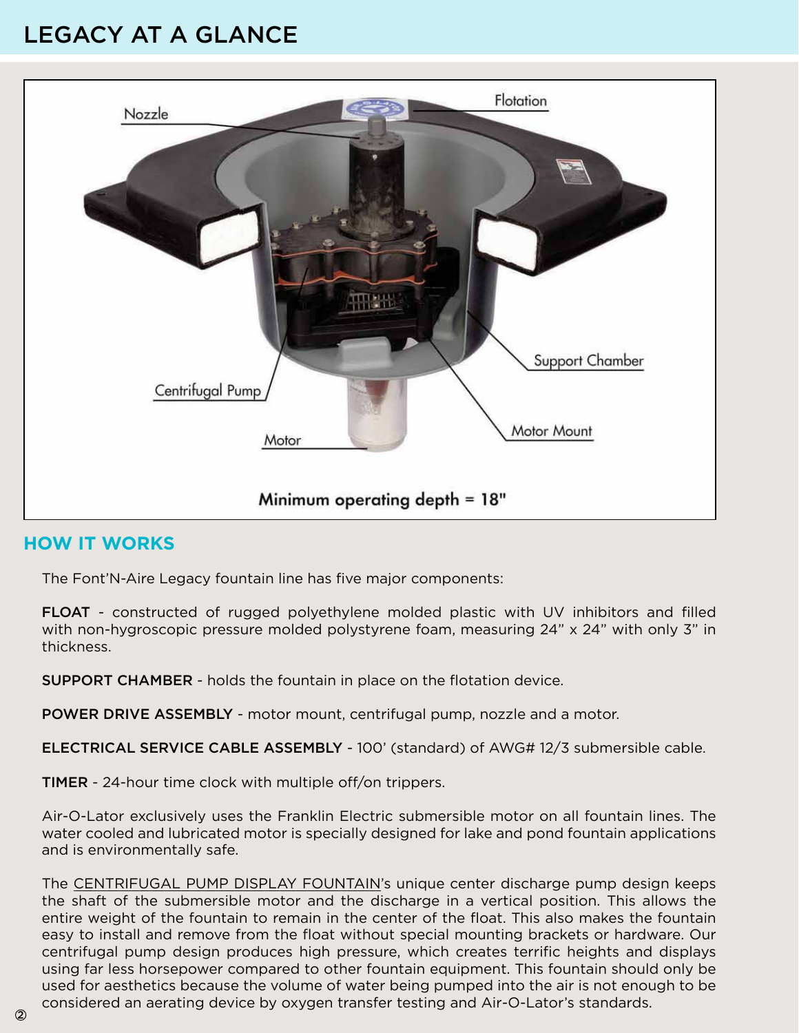# LEGACY AT A GLANCE

Nozzle

Flotation

Support Chamber

Centrifugal Pump

Motor

Motor Mount

Minimum operating depth = 18"

## HOW IT WORKS

The Font'N-Aire Legacy fountain line has five major components:

FLOAT - constructed of rugged polyethylene molded plastic with UV inhibitors and filled with non-hygroscopic pressure molded polystyrene foam, measuring 24" x 24" with only 3" in thickness.

SUPPORT CHAMBER - holds the fountain in place on the flotation device.

POWER DRIVE ASSEMBLY - motor mount, centrifugal pump, nozzle and a motor.

ELECTRICAL SERVICE CABLE ASSEMBLY - 100' (standard) of AWG# 12/3 submersible cable.

TIMER - 24-hour time clock with multiple off/on trippers.

Air-O-Lator exclusively uses the Franklin Electric submersible motor on all fountain lines. The water cooled and lubricated motor is specially designed for lake and pond fountain applications and is environmentally safe.

The CENTRIFUGAL PUMP DISPLAY FOUNTAIN's unique center discharge pump design keeps the shaft of the submersible motor and the discharge in a vertical position. This allows the entire weight of the fountain to remain in the center of the float. This also makes the fountain easy to install and remove from the float without special mounting brackets or hardware. Our centrifugal pump design produces high pressure, which creates terrific heights and displays using far less horsepower compared to other fountain equipment. This fountain should only be used for aesthetics because the volume of water being pumped into the air is not enough to be considered an aerating device by oxygen transfer testing and Air-O-Lator's standards.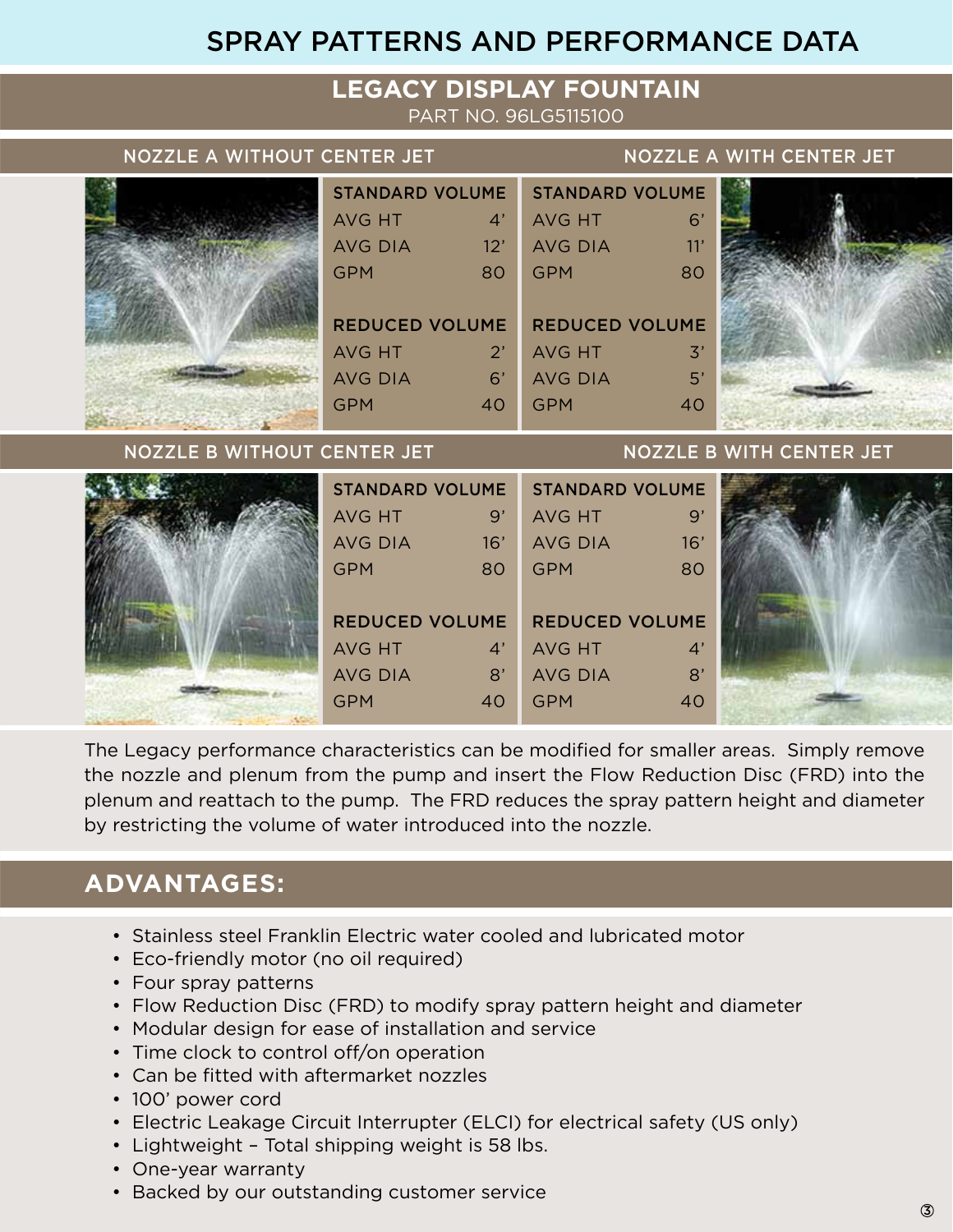# SPRAY PATTERNS AND PERFORMANCE DATA

## LEGACY DISPLAY FOUNTAIN

PART NO. 96LG5115100

### NOZZLE A WITHOUT CENTER JET / NOZZLE A WITH CENTER JET

| | Nozzle A Without Center Jet | Nozzle A With Center Jet |
|---|---|---|
| **STANDARD VOLUME** | | |
| AVG HT | 4' | 6' |
| AVG DIA | 12' | 11' |
| GPM | 80 | 80 |
| **REDUCED VOLUME** | | |
| AVG HT | 2' | 3' |
| AVG DIA | 6' | 5' |
| GPM | 40 | 40 |

### NOZZLE B WITHOUT CENTER JET / NOZZLE B WITH CENTER JET

| | Nozzle B Without Center Jet | Nozzle B With Center Jet |
|---|---|---|
| **STANDARD VOLUME** | | |
| AVG HT | 9' | 9' |
| AVG DIA | 16' | 16' |
| GPM | 80 | 80 |
| **REDUCED VOLUME** | | |
| AVG HT | 4' | 4' |
| AVG DIA | 8' | 8' |
| GPM | 40 | 40 |

The Legacy performance characteristics can be modified for smaller areas. Simply remove the nozzle and plenum from the pump and insert the Flow Reduction Disc (FRD) into the plenum and reattach to the pump. The FRD reduces the spray pattern height and diameter by restricting the volume of water introduced into the nozzle.

## ADVANTAGES:

- Stainless steel Franklin Electric water cooled and lubricated motor
- Eco-friendly motor (no oil required)
- Four spray patterns
- Flow Reduction Disc (FRD) to modify spray pattern height and diameter
- Modular design for ease of installation and service
- Time clock to control off/on operation
- Can be fitted with aftermarket nozzles
- 100' power cord
- Electric Leakage Circuit Interrupter (ELCI) for electrical safety (US only)
- Lightweight – Total shipping weight is 58 lbs.
- One-year warranty
- Backed by our outstanding customer service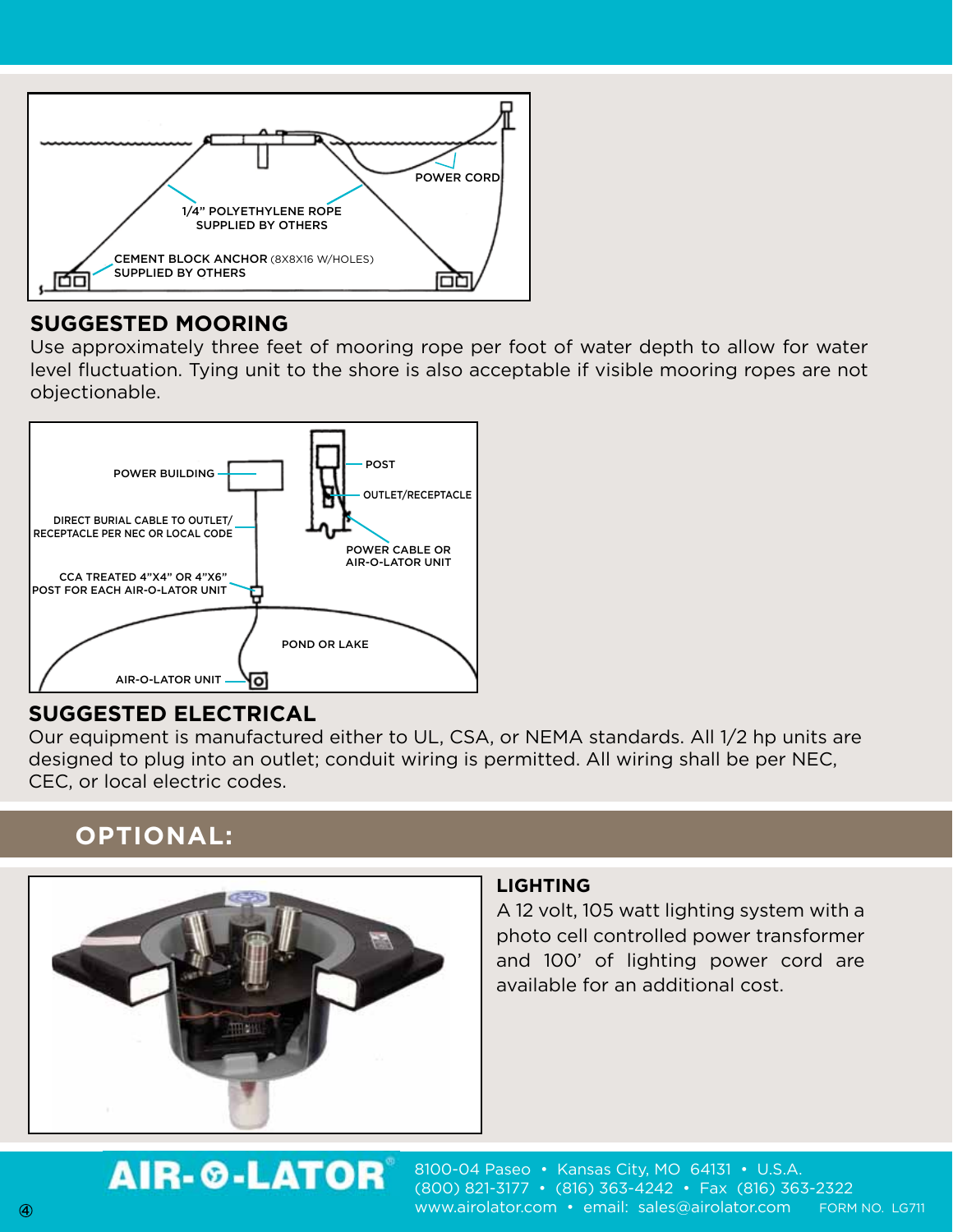POWER CORD

1/4" POLYETHYLENE ROPE
SUPPLIED BY OTHERS

CEMENT BLOCK ANCHOR (8X8X16 W/HOLES)
SUPPLIED BY OTHERS

## SUGGESTED MOORING

Use approximately three feet of mooring rope per foot of water depth to allow for water level fluctuation. Tying unit to the shore is also acceptable if visible mooring ropes are not objectionable.

POWER BUILDING

POST

OUTLET/RECEPTACLE

DIRECT BURIAL CABLE TO OUTLET/
RECEPTACLE PER NEC OR LOCAL CODE

POWER CABLE OR
AIR-O-LATOR UNIT

CCA TREATED 4"X4" OR 4"X6"
POST FOR EACH AIR-O-LATOR UNIT

POND OR LAKE

AIR-O-LATOR UNIT

## SUGGESTED ELECTRICAL

Our equipment is manufactured either to UL, CSA, or NEMA standards. All 1/2 hp units are designed to plug into an outlet; conduit wiring is permitted. All wiring shall be per NEC, CEC, or local electric codes.

## OPTIONAL:

### LIGHTING

A 12 volt, 105 watt lighting system with a photo cell controlled power transformer and 100' of lighting power cord are available for an additional cost.

AIR-O-LATOR®

8100-04 Paseo • Kansas City, MO 64131 • U.S.A.
(800) 821-3177 • (816) 363-4242 • Fax (816) 363-2322
www.airolator.com • email: sales@airolator.com FORM NO. LG711